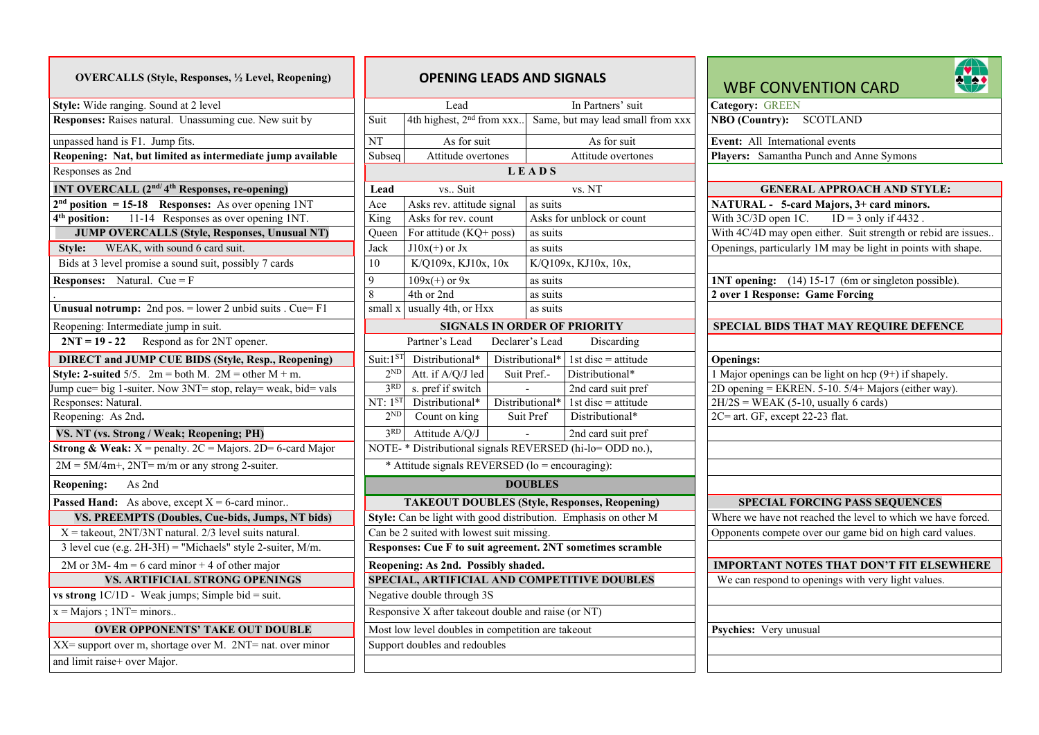## OVERCALLS (Style, Responses, ½ Level, Reopening)

**Style:** Wide ranging. Sound at 2 level

**Responses:** Raises natural. Unassuming cue. New suit by unpassed hand is F1. Jump fits.

**Reopening: Nat, but limited as intermediate jump available**

Responses as 2nd

## 1NT OVERCALL (2nd/ 4th Responses, re-opening)

**2nd position = 15-18 Responses:** As over opening 1NT

**4th position:** 11-14 Responses as over opening 1NT.

## JUMP OVERCALLS (Style, Responses, Unusual NT)

**Style:** WEAK, with sound 6 card suit.

Bids at 3 level promise a sound suit, possibly 7 cards

**Responses:** Natural. Cue = F

.

**Unusual notrump:** 2nd pos. = lower 2 unbid suits . Cue= F1

Reopening: Intermediate jump in suit.

**2NT = 19 - 22** Respond as for 2NT opener.

## DIRECT and JUMP CUE BIDS (Style, Resp., Reopening)

**Style: 2-suited** 5/5. 2m = both M. 2M = other M + m.

Jump cue= big 1-suiter. Now 3NT= stop, relay= weak, bid= vals

Responses: Natural.

Reopening: As 2nd**.**

## VS. NT (vs. Strong / Weak; Reopening; PH)

**Strong & Weak:** X = penalty. 2C = Majors. 2D= 6-card Major

2M = 5M/4m+, 2NT= m/m or any strong 2-suiter.

**Reopening:** As 2nd

**Passed Hand:** As above, except X = 6-card minor..

## VS. PREEMPTS (Doubles, Cue-bids, Jumps, NT bids)

X = takeout, 2NT/3NT natural. 2/3 level suits natural.

3 level cue (e.g. 2H-3H) = "Michaels" style 2-suiter, M/m.

2M or 3M- 4m = 6 card minor + 4 of other major

## VS. ARTIFICIAL STRONG OPENINGS

**vs strong** 1C/1D - Weak jumps; Simple bid = suit.

x = Majors ; 1NT= minors..

## OVER OPPONENTS' TAKE OUT DOUBLE

XX= support over m, shortage over M. 2NT= nat. over minor and limit raise+ over Major.

## OPENING LEADS AND SIGNALS

| | Lead | In Partners' suit |
|---|---|---|
| Suit | 4th highest, 2nd from xxx.. | Same, but may lead small from xxx |
| NT | As for suit | As for suit |
| Subseq | Attitude overtones | Attitude overtones |

### LEADS

| Lead | vs.. Suit | vs. NT |
|---|---|---|
| Ace | Asks rev. attitude signal | as suits |
| King | Asks for rev. count | Asks for unblock or count |
| Queen | For attitude (KQ+ poss) | as suits |
| Jack | J10x(+) or Jx | as suits |
| 10 | K/Q109x, KJ10x, 10x | K/Q109x, KJ10x, 10x, |
| 9 | 109x(+) or 9x | as suits |
| 8 | 4th or 2nd | as suits |
| small x | usually 4th, or Hxx | as suits |

### SIGNALS IN ORDER OF PRIORITY

| | | Partner's Lead | Declarer's Lead | Discarding |
|---|---|---|---|---|
| Suit: | 1ST | Distributional* | Distributional* | 1st disc = attitude |
| | 2ND | Att. if A/Q/J led | Suit Pref.- | Distributional* |
| | 3RD | s. pref if switch | - | 2nd card suit pref |
| NT: | 1ST | Distributional* | Distributional* | 1st disc = attitude |
| | 2ND | Count on king | Suit Pref | Distributional* |
| | 3RD | Attitude A/Q/J | - | 2nd card suit pref |

NOTE- * Distributional signals REVERSED (hi-lo= ODD no.),

* Attitude signals REVERSED (lo = encouraging):

## DOUBLES

### TAKEOUT DOUBLES (Style, Responses, Reopening)

**Style:** Can be light with good distribution. Emphasis on other M

Can be 2 suited with lowest suit missing.

**Responses: Cue F to suit agreement. 2NT sometimes scramble**

**Reopening: As 2nd. Possibly shaded.**

### SPECIAL, ARTIFICIAL AND COMPETITIVE DOUBLES

Negative double through 3S

Responsive X after takeout double and raise (or NT)

Most low level doubles in competition are takeout

Support doubles and redoubles

## WBF CONVENTION CARD

**Category:** GREEN

**NBO (Country):** SCOTLAND

**Event:** All International events

**Players:** Samantha Punch and Anne Symons

## GENERAL APPROACH AND STYLE:

**NATURAL - 5-card Majors, 3+ card minors.**

With 3C/3D open 1C. 1D = 3 only if 4432 .

With 4C/4D may open either. Suit strength or rebid are issues..

Openings, particularly 1M may be light in points with shape.

**1NT opening:** (14) 15-17 (6m or singleton possible).

**2 over 1 Response: Game Forcing**

## SPECIAL BIDS THAT MAY REQUIRE DEFENCE

**Openings:**

1 Major openings can be light on hcp (9+) if shapely.

2D opening = EKREN. 5-10. 5/4+ Majors (either way).

2H/2S = WEAK (5-10, usually 6 cards)

2C= art. GF, except 22-23 flat.

## SPECIAL FORCING PASS SEQUENCES

Where we have not reached the level to which we have forced.

Opponents compete over our game bid on high card values.

## IMPORTANT NOTES THAT DON'T FIT ELSEWHERE

We can respond to openings with very light values.

**Psychics:** Very unusual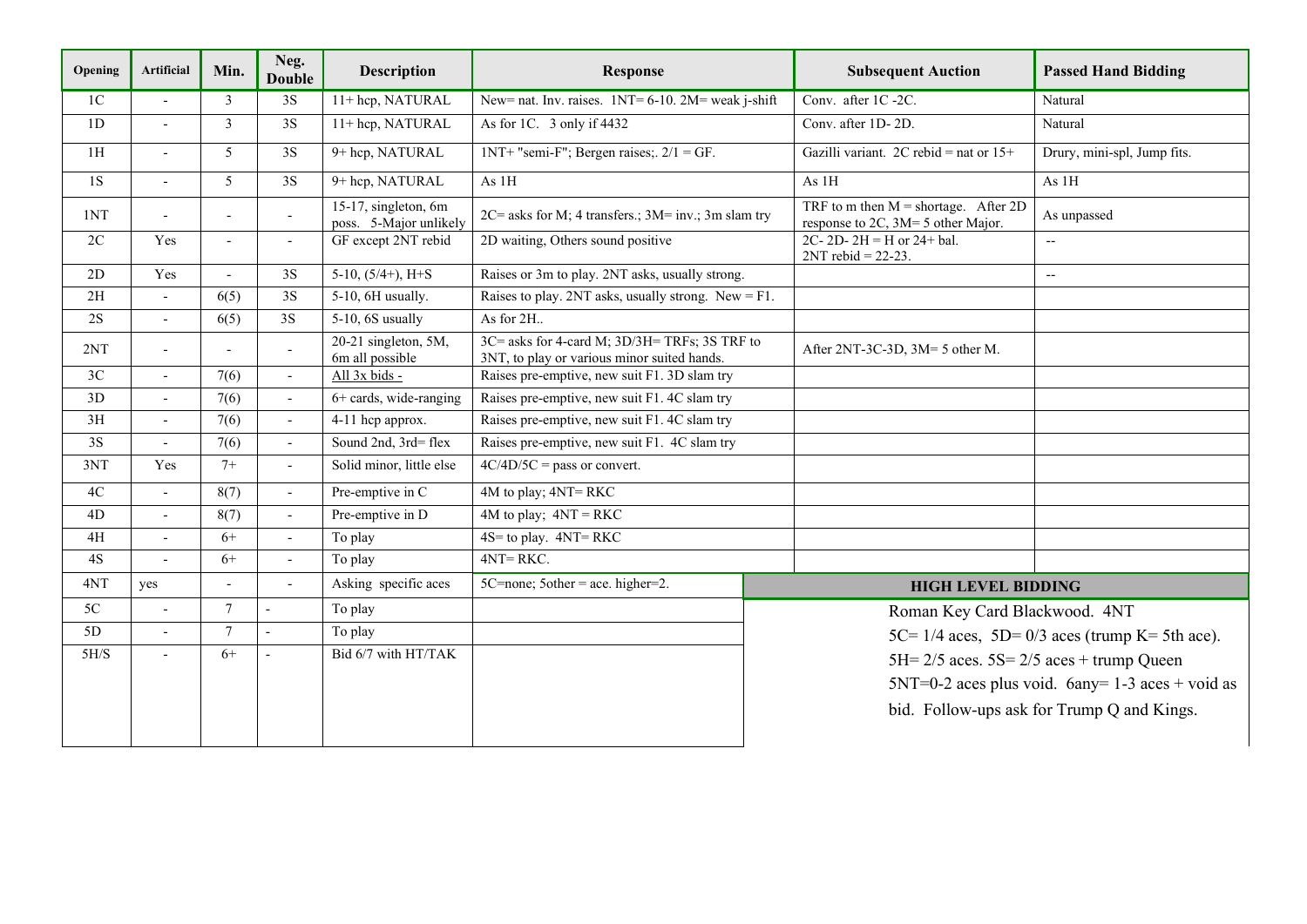| Opening | Artificial | Min. | Neg. Double | Description | Response | Subsequent Auction | Passed Hand Bidding |
|---|---|---|---|---|---|---|---|
| 1C | - | 3 | 3S | 11+ hcp, NATURAL | New= nat. Inv. raises. 1NT= 6-10. 2M= weak j-shift | Conv. after 1C -2C. | Natural |
| 1D | - | 3 | 3S | 11+ hcp, NATURAL | As for 1C. 3 only if 4432 | Conv. after 1D- 2D. | Natural |
| 1H | - | 5 | 3S | 9+ hcp, NATURAL | 1NT+ "semi-F"; Bergen raises;. 2/1 = GF. | Gazilli variant. 2C rebid = nat or 15+ | Drury, mini-spl, Jump fits. |
| 1S | - | 5 | 3S | 9+ hcp, NATURAL | As 1H | As 1H | As 1H |
| 1NT | - | - | - | 15-17, singleton, 6m poss. 5-Major unlikely | 2C= asks for M; 4 transfers.; 3M= inv.; 3m slam try | TRF to m then M = shortage. After 2D response to 2C, 3M= 5 other Major. | As unpassed |
| 2C | Yes | - | - | GF except 2NT rebid | 2D waiting, Others sound positive | 2C- 2D- 2H = H or 24+ bal. 2NT rebid = 22-23. | -- |
| 2D | Yes | - | 3S | 5-10, (5/4+), H+S | Raises or 3m to play. 2NT asks, usually strong. | | -- |
| 2H | - | 6(5) | 3S | 5-10, 6H usually. | Raises to play. 2NT asks, usually strong. New = F1. | | |
| 2S | - | 6(5) | 3S | 5-10, 6S usually | As for 2H.. | | |
| 2NT | - | - | - | 20-21 singleton, 5M, 6m all possible | 3C= asks for 4-card M; 3D/3H= TRFs; 3S TRF to 3NT, to play or various minor suited hands. | After 2NT-3C-3D, 3M= 5 other M. | |
| 3C | - | 7(6) | - | All 3x bids - | Raises pre-emptive, new suit F1. 3D slam try | | |
| 3D | - | 7(6) | - | 6+ cards, wide-ranging | Raises pre-emptive, new suit F1. 4C slam try | | |
| 3H | - | 7(6) | - | 4-11 hcp approx. | Raises pre-emptive, new suit F1. 4C slam try | | |
| 3S | - | 7(6) | - | Sound 2nd, 3rd= flex | Raises pre-emptive, new suit F1. 4C slam try | | |
| 3NT | Yes | 7+ | - | Solid minor, little else | 4C/4D/5C = pass or convert. | | |
| 4C | - | 8(7) | - | Pre-emptive in C | 4M to play; 4NT= RKC | | |
| 4D | - | 8(7) | - | Pre-emptive in D | 4M to play; 4NT = RKC | | |
| 4H | - | 6+ | - | To play | 4S= to play. 4NT= RKC | | |
| 4S | - | 6+ | - | To play | 4NT= RKC. | | |
| 4NT | yes | - | - | Asking specific aces | 5C=none; 5other = ace. higher=2. | | |
| 5C | - | 7 | - | To play | | | |
| 5D | - | 7 | - | To play | | | |
| 5H/S | - | 6+ | - | Bid 6/7 with HT/TAK | | | |

**HIGH LEVEL BIDDING**

Roman Key Card Blackwood. 4NT

5C= 1/4 aces, 5D= 0/3 aces (trump K= 5th ace).

5H= 2/5 aces. 5S= 2/5 aces + trump Queen

5NT=0-2 aces plus void. 6any= 1-3 aces + void as bid. Follow-ups ask for Trump Q and Kings.